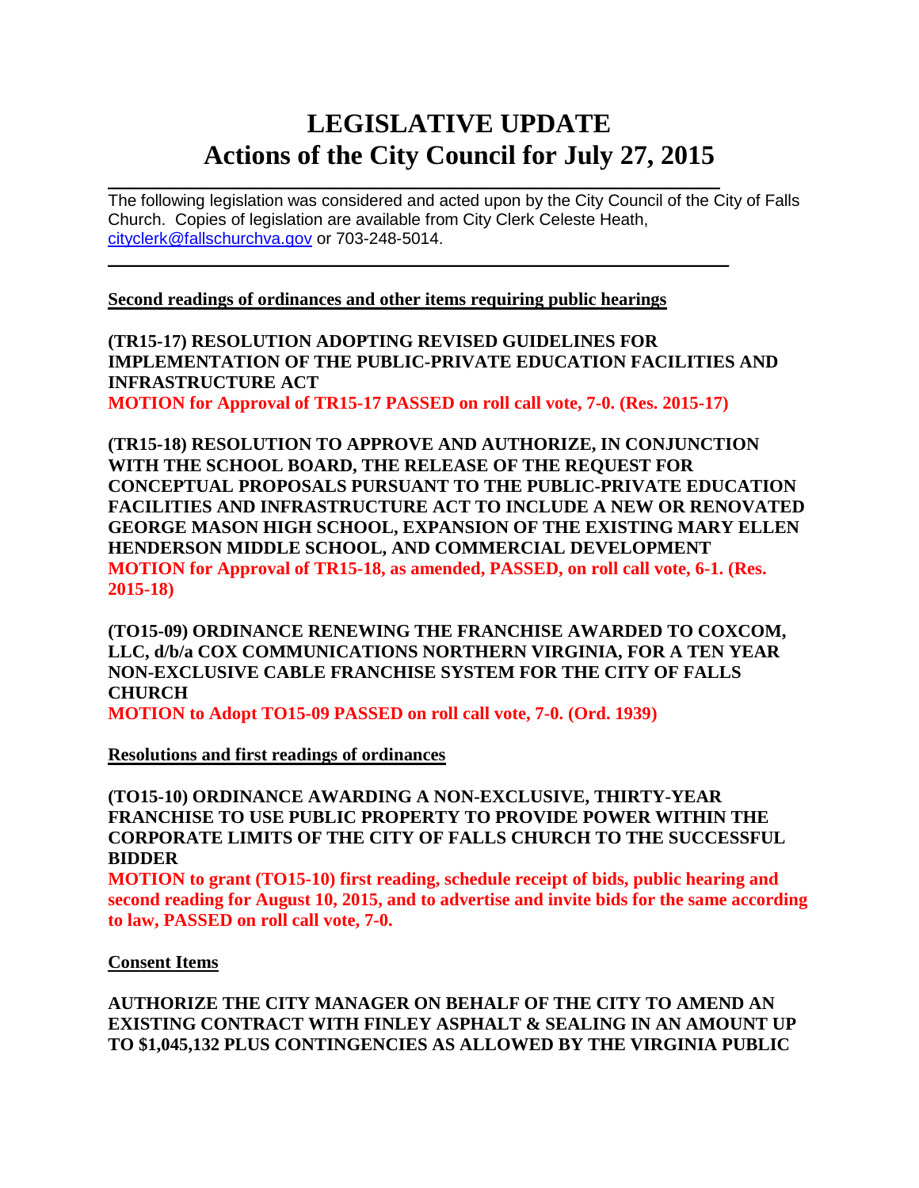# LEGISLATIVE UPDATE
# Actions of the City Council for July 27, 2015

The following legislation was considered and acted upon by the City Council of the City of Falls Church. Copies of legislation are available from City Clerk Celeste Heath, cityclerk@fallschurchva.gov or 703-248-5014.

---

**Second readings of ordinances and other items requiring public hearings**

**(TR15-17) RESOLUTION ADOPTING REVISED GUIDELINES FOR IMPLEMENTATION OF THE PUBLIC-PRIVATE EDUCATION FACILITIES AND INFRASTRUCTURE ACT**
**MOTION for Approval of TR15-17 PASSED on roll call vote, 7-0. (Res. 2015-17)**

**(TR15-18) RESOLUTION TO APPROVE AND AUTHORIZE, IN CONJUNCTION WITH THE SCHOOL BOARD, THE RELEASE OF THE REQUEST FOR CONCEPTUAL PROPOSALS PURSUANT TO THE PUBLIC-PRIVATE EDUCATION FACILITIES AND INFRASTRUCTURE ACT TO INCLUDE A NEW OR RENOVATED GEORGE MASON HIGH SCHOOL, EXPANSION OF THE EXISTING MARY ELLEN HENDERSON MIDDLE SCHOOL, AND COMMERCIAL DEVELOPMENT**
**MOTION for Approval of TR15-18, as amended, PASSED, on roll call vote, 6-1. (Res. 2015-18)**

**(TO15-09) ORDINANCE RENEWING THE FRANCHISE AWARDED TO COXCOM, LLC, d/b/a COX COMMUNICATIONS NORTHERN VIRGINIA, FOR A TEN YEAR NON-EXCLUSIVE CABLE FRANCHISE SYSTEM FOR THE CITY OF FALLS CHURCH**
**MOTION to Adopt TO15-09 PASSED on roll call vote, 7-0. (Ord. 1939)**

**Resolutions and first readings of ordinances**

**(TO15-10) ORDINANCE AWARDING A NON-EXCLUSIVE, THIRTY-YEAR FRANCHISE TO USE PUBLIC PROPERTY TO PROVIDE POWER WITHIN THE CORPORATE LIMITS OF THE CITY OF FALLS CHURCH TO THE SUCCESSFUL BIDDER**
**MOTION to grant (TO15-10) first reading, schedule receipt of bids, public hearing and second reading for August 10, 2015, and to advertise and invite bids for the same according to law, PASSED on roll call vote, 7-0.**

**Consent Items**

**AUTHORIZE THE CITY MANAGER ON BEHALF OF THE CITY TO AMEND AN EXISTING CONTRACT WITH FINLEY ASPHALT & SEALING IN AN AMOUNT UP TO $1,045,132 PLUS CONTINGENCIES AS ALLOWED BY THE VIRGINIA PUBLIC**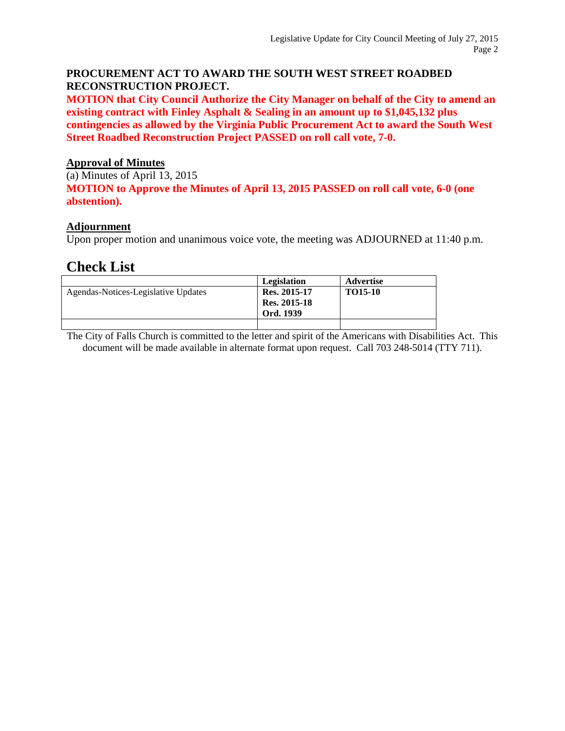**PROCUREMENT ACT TO AWARD THE SOUTH WEST STREET ROADBED RECONSTRUCTION PROJECT.**

**MOTION that City Council Authorize the City Manager on behalf of the City to amend an existing contract with Finley Asphalt & Sealing in an amount up to $1,045,132 plus contingencies as allowed by the Virginia Public Procurement Act to award the South West Street Roadbed Reconstruction Project PASSED on roll call vote, 7-0.**

**Approval of Minutes**

(a) Minutes of April 13, 2015

**MOTION to Approve the Minutes of April 13, 2015 PASSED on roll call vote, 6-0 (one abstention).**

**Adjournment**

Upon proper motion and unanimous voice vote, the meeting was ADJOURNED at 11:40 p.m.

# Check List

| | Legislation | Advertise |
|---|---|---|
| Agendas-Notices-Legislative Updates | **Res. 2015-17**<br>**Res. 2015-18**<br>**Ord. 1939** | **TO15-10** |
| | | |

The City of Falls Church is committed to the letter and spirit of the Americans with Disabilities Act. This document will be made available in alternate format upon request. Call 703 248-5014 (TTY 711).